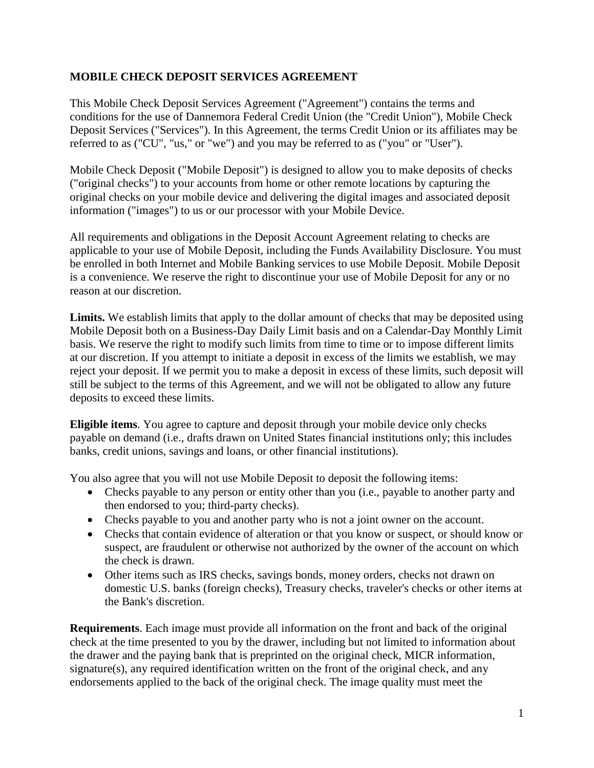# MOBILE CHECK DEPOSIT SERVICES AGREEMENT

This Mobile Check Deposit Services Agreement ("Agreement") contains the terms and conditions for the use of Dannemora Federal Credit Union (the "Credit Union"), Mobile Check Deposit Services ("Services"). In this Agreement, the terms Credit Union or its affiliates may be referred to as ("CU", "us," or "we") and you may be referred to as ("you" or "User").

Mobile Check Deposit ("Mobile Deposit") is designed to allow you to make deposits of checks ("original checks") to your accounts from home or other remote locations by capturing the original checks on your mobile device and delivering the digital images and associated deposit information ("images") to us or our processor with your Mobile Device.

All requirements and obligations in the Deposit Account Agreement relating to checks are applicable to your use of Mobile Deposit, including the Funds Availability Disclosure. You must be enrolled in both Internet and Mobile Banking services to use Mobile Deposit. Mobile Deposit is a convenience. We reserve the right to discontinue your use of Mobile Deposit for any or no reason at our discretion.

**Limits.** We establish limits that apply to the dollar amount of checks that may be deposited using Mobile Deposit both on a Business-Day Daily Limit basis and on a Calendar-Day Monthly Limit basis. We reserve the right to modify such limits from time to time or to impose different limits at our discretion. If you attempt to initiate a deposit in excess of the limits we establish, we may reject your deposit. If we permit you to make a deposit in excess of these limits, such deposit will still be subject to the terms of this Agreement, and we will not be obligated to allow any future deposits to exceed these limits.

**Eligible items**. You agree to capture and deposit through your mobile device only checks payable on demand (i.e., drafts drawn on United States financial institutions only; this includes banks, credit unions, savings and loans, or other financial institutions).

You also agree that you will not use Mobile Deposit to deposit the following items:

- Checks payable to any person or entity other than you (i.e., payable to another party and then endorsed to you; third-party checks).
- Checks payable to you and another party who is not a joint owner on the account.
- Checks that contain evidence of alteration or that you know or suspect, or should know or suspect, are fraudulent or otherwise not authorized by the owner of the account on which the check is drawn.
- Other items such as IRS checks, savings bonds, money orders, checks not drawn on domestic U.S. banks (foreign checks), Treasury checks, traveler's checks or other items at the Bank's discretion.

**Requirements**. Each image must provide all information on the front and back of the original check at the time presented to you by the drawer, including but not limited to information about the drawer and the paying bank that is preprinted on the original check, MICR information, signature(s), any required identification written on the front of the original check, and any endorsements applied to the back of the original check. The image quality must meet the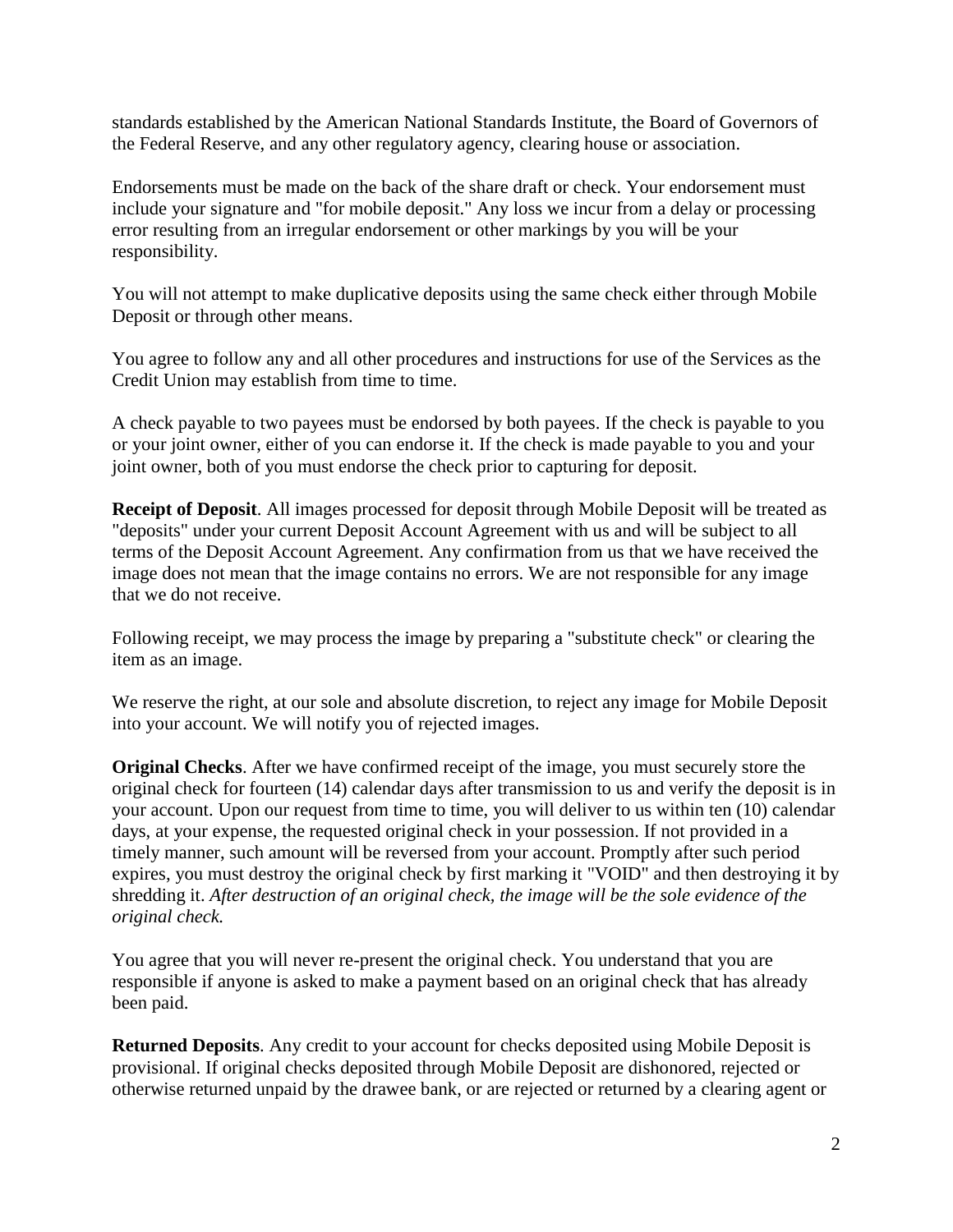standards established by the American National Standards Institute, the Board of Governors of the Federal Reserve, and any other regulatory agency, clearing house or association.

Endorsements must be made on the back of the share draft or check. Your endorsement must include your signature and "for mobile deposit." Any loss we incur from a delay or processing error resulting from an irregular endorsement or other markings by you will be your responsibility.

You will not attempt to make duplicative deposits using the same check either through Mobile Deposit or through other means.

You agree to follow any and all other procedures and instructions for use of the Services as the Credit Union may establish from time to time.

A check payable to two payees must be endorsed by both payees. If the check is payable to you or your joint owner, either of you can endorse it. If the check is made payable to you and your joint owner, both of you must endorse the check prior to capturing for deposit.

**Receipt of Deposit**. All images processed for deposit through Mobile Deposit will be treated as "deposits" under your current Deposit Account Agreement with us and will be subject to all terms of the Deposit Account Agreement. Any confirmation from us that we have received the image does not mean that the image contains no errors. We are not responsible for any image that we do not receive.

Following receipt, we may process the image by preparing a "substitute check" or clearing the item as an image.

We reserve the right, at our sole and absolute discretion, to reject any image for Mobile Deposit into your account. We will notify you of rejected images.

**Original Checks**. After we have confirmed receipt of the image, you must securely store the original check for fourteen (14) calendar days after transmission to us and verify the deposit is in your account. Upon our request from time to time, you will deliver to us within ten (10) calendar days, at your expense, the requested original check in your possession. If not provided in a timely manner, such amount will be reversed from your account. Promptly after such period expires, you must destroy the original check by first marking it "VOID" and then destroying it by shredding it. *After destruction of an original check, the image will be the sole evidence of the original check.*

You agree that you will never re-present the original check. You understand that you are responsible if anyone is asked to make a payment based on an original check that has already been paid.

**Returned Deposits**. Any credit to your account for checks deposited using Mobile Deposit is provisional. If original checks deposited through Mobile Deposit are dishonored, rejected or otherwise returned unpaid by the drawee bank, or are rejected or returned by a clearing agent or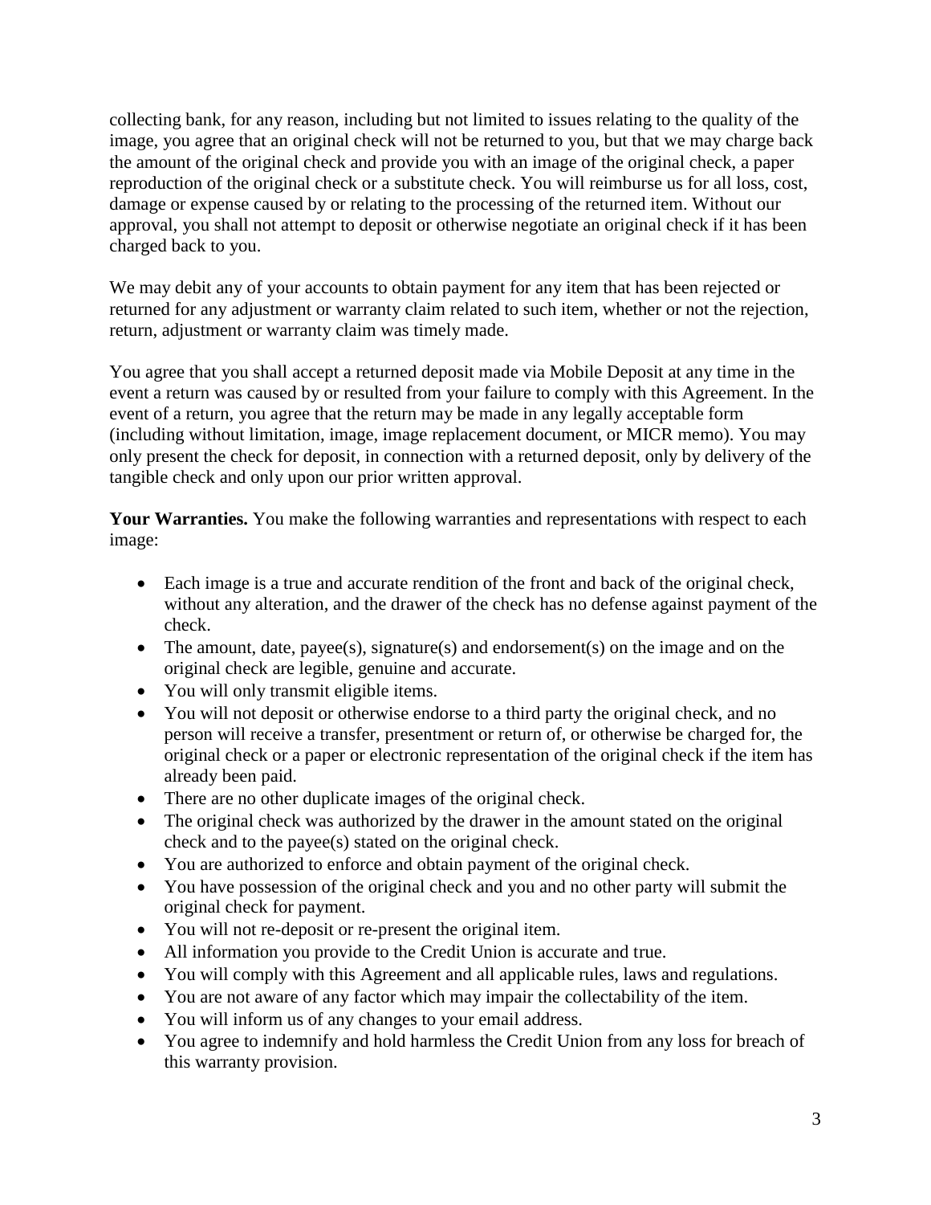collecting bank, for any reason, including but not limited to issues relating to the quality of the image, you agree that an original check will not be returned to you, but that we may charge back the amount of the original check and provide you with an image of the original check, a paper reproduction of the original check or a substitute check. You will reimburse us for all loss, cost, damage or expense caused by or relating to the processing of the returned item. Without our approval, you shall not attempt to deposit or otherwise negotiate an original check if it has been charged back to you.

We may debit any of your accounts to obtain payment for any item that has been rejected or returned for any adjustment or warranty claim related to such item, whether or not the rejection, return, adjustment or warranty claim was timely made.

You agree that you shall accept a returned deposit made via Mobile Deposit at any time in the event a return was caused by or resulted from your failure to comply with this Agreement. In the event of a return, you agree that the return may be made in any legally acceptable form (including without limitation, image, image replacement document, or MICR memo). You may only present the check for deposit, in connection with a returned deposit, only by delivery of the tangible check and only upon our prior written approval.

**Your Warranties.** You make the following warranties and representations with respect to each image:

- Each image is a true and accurate rendition of the front and back of the original check, without any alteration, and the drawer of the check has no defense against payment of the check.
- The amount, date, payee(s), signature(s) and endorsement(s) on the image and on the original check are legible, genuine and accurate.
- You will only transmit eligible items.
- You will not deposit or otherwise endorse to a third party the original check, and no person will receive a transfer, presentment or return of, or otherwise be charged for, the original check or a paper or electronic representation of the original check if the item has already been paid.
- There are no other duplicate images of the original check.
- The original check was authorized by the drawer in the amount stated on the original check and to the payee(s) stated on the original check.
- You are authorized to enforce and obtain payment of the original check.
- You have possession of the original check and you and no other party will submit the original check for payment.
- You will not re-deposit or re-present the original item.
- All information you provide to the Credit Union is accurate and true.
- You will comply with this Agreement and all applicable rules, laws and regulations.
- You are not aware of any factor which may impair the collectability of the item.
- You will inform us of any changes to your email address.
- You agree to indemnify and hold harmless the Credit Union from any loss for breach of this warranty provision.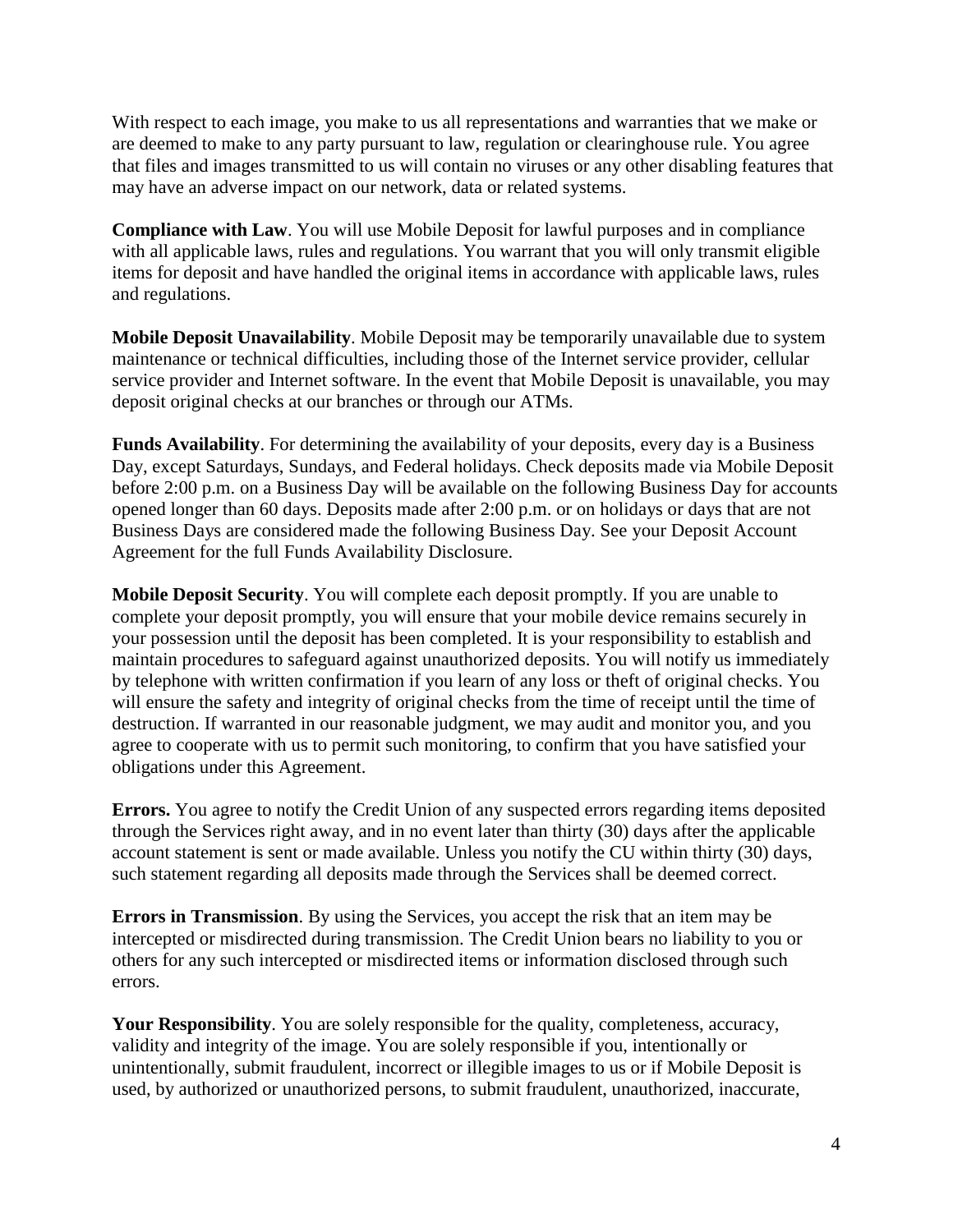With respect to each image, you make to us all representations and warranties that we make or are deemed to make to any party pursuant to law, regulation or clearinghouse rule. You agree that files and images transmitted to us will contain no viruses or any other disabling features that may have an adverse impact on our network, data or related systems.

**Compliance with Law**. You will use Mobile Deposit for lawful purposes and in compliance with all applicable laws, rules and regulations. You warrant that you will only transmit eligible items for deposit and have handled the original items in accordance with applicable laws, rules and regulations.

**Mobile Deposit Unavailability**. Mobile Deposit may be temporarily unavailable due to system maintenance or technical difficulties, including those of the Internet service provider, cellular service provider and Internet software. In the event that Mobile Deposit is unavailable, you may deposit original checks at our branches or through our ATMs.

**Funds Availability**. For determining the availability of your deposits, every day is a Business Day, except Saturdays, Sundays, and Federal holidays. Check deposits made via Mobile Deposit before 2:00 p.m. on a Business Day will be available on the following Business Day for accounts opened longer than 60 days. Deposits made after 2:00 p.m. or on holidays or days that are not Business Days are considered made the following Business Day. See your Deposit Account Agreement for the full Funds Availability Disclosure.

**Mobile Deposit Security**. You will complete each deposit promptly. If you are unable to complete your deposit promptly, you will ensure that your mobile device remains securely in your possession until the deposit has been completed. It is your responsibility to establish and maintain procedures to safeguard against unauthorized deposits. You will notify us immediately by telephone with written confirmation if you learn of any loss or theft of original checks. You will ensure the safety and integrity of original checks from the time of receipt until the time of destruction. If warranted in our reasonable judgment, we may audit and monitor you, and you agree to cooperate with us to permit such monitoring, to confirm that you have satisfied your obligations under this Agreement.

**Errors.** You agree to notify the Credit Union of any suspected errors regarding items deposited through the Services right away, and in no event later than thirty (30) days after the applicable account statement is sent or made available. Unless you notify the CU within thirty (30) days, such statement regarding all deposits made through the Services shall be deemed correct.

**Errors in Transmission**. By using the Services, you accept the risk that an item may be intercepted or misdirected during transmission. The Credit Union bears no liability to you or others for any such intercepted or misdirected items or information disclosed through such errors.

**Your Responsibility**. You are solely responsible for the quality, completeness, accuracy, validity and integrity of the image. You are solely responsible if you, intentionally or unintentionally, submit fraudulent, incorrect or illegible images to us or if Mobile Deposit is used, by authorized or unauthorized persons, to submit fraudulent, unauthorized, inaccurate,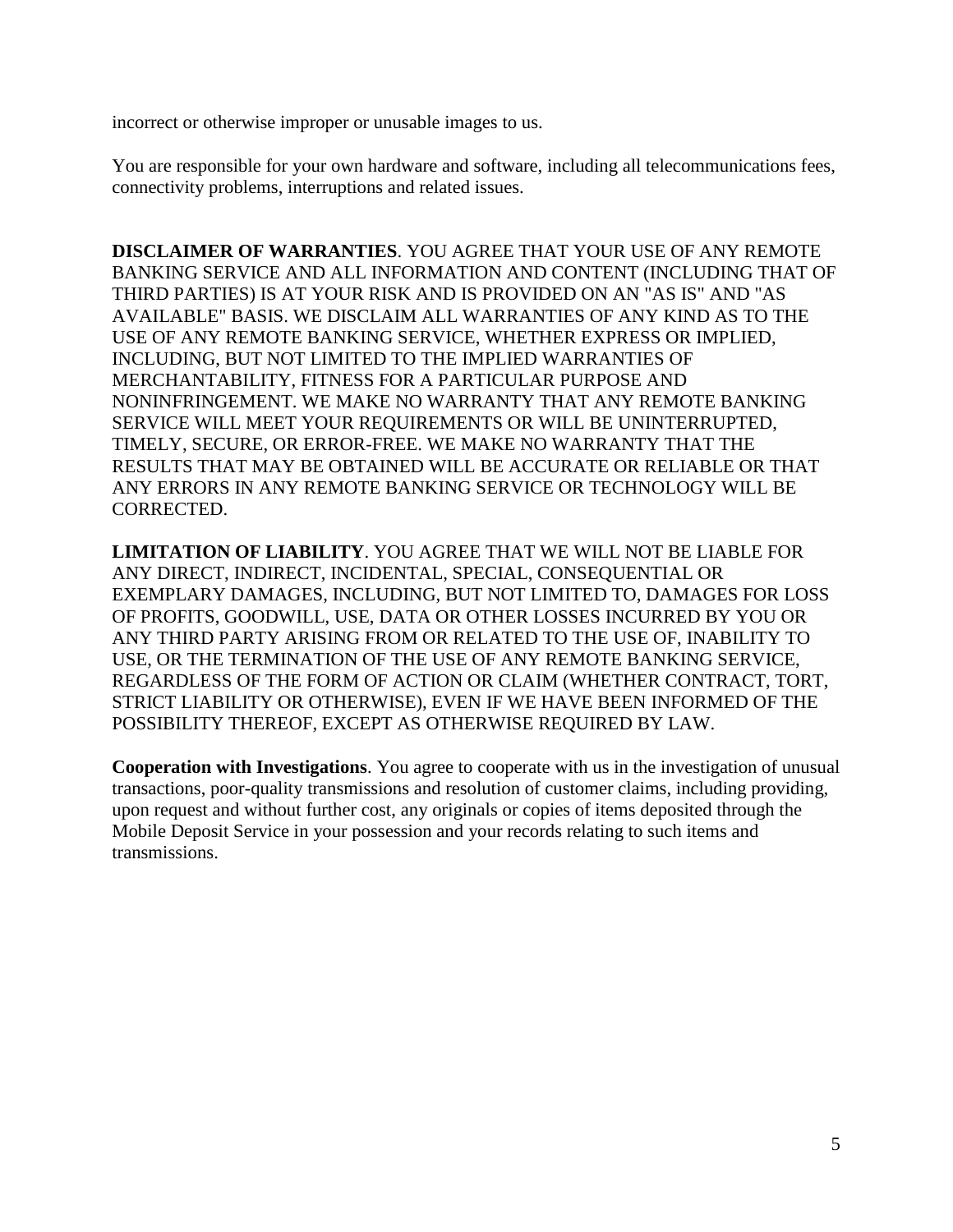incorrect or otherwise improper or unusable images to us.

You are responsible for your own hardware and software, including all telecommunications fees, connectivity problems, interruptions and related issues.

**DISCLAIMER OF WARRANTIES**. YOU AGREE THAT YOUR USE OF ANY REMOTE BANKING SERVICE AND ALL INFORMATION AND CONTENT (INCLUDING THAT OF THIRD PARTIES) IS AT YOUR RISK AND IS PROVIDED ON AN "AS IS" AND "AS AVAILABLE" BASIS. WE DISCLAIM ALL WARRANTIES OF ANY KIND AS TO THE USE OF ANY REMOTE BANKING SERVICE, WHETHER EXPRESS OR IMPLIED, INCLUDING, BUT NOT LIMITED TO THE IMPLIED WARRANTIES OF MERCHANTABILITY, FITNESS FOR A PARTICULAR PURPOSE AND NONINFRINGEMENT. WE MAKE NO WARRANTY THAT ANY REMOTE BANKING SERVICE WILL MEET YOUR REQUIREMENTS OR WILL BE UNINTERRUPTED, TIMELY, SECURE, OR ERROR-FREE. WE MAKE NO WARRANTY THAT THE RESULTS THAT MAY BE OBTAINED WILL BE ACCURATE OR RELIABLE OR THAT ANY ERRORS IN ANY REMOTE BANKING SERVICE OR TECHNOLOGY WILL BE CORRECTED.

**LIMITATION OF LIABILITY**. YOU AGREE THAT WE WILL NOT BE LIABLE FOR ANY DIRECT, INDIRECT, INCIDENTAL, SPECIAL, CONSEQUENTIAL OR EXEMPLARY DAMAGES, INCLUDING, BUT NOT LIMITED TO, DAMAGES FOR LOSS OF PROFITS, GOODWILL, USE, DATA OR OTHER LOSSES INCURRED BY YOU OR ANY THIRD PARTY ARISING FROM OR RELATED TO THE USE OF, INABILITY TO USE, OR THE TERMINATION OF THE USE OF ANY REMOTE BANKING SERVICE, REGARDLESS OF THE FORM OF ACTION OR CLAIM (WHETHER CONTRACT, TORT, STRICT LIABILITY OR OTHERWISE), EVEN IF WE HAVE BEEN INFORMED OF THE POSSIBILITY THEREOF, EXCEPT AS OTHERWISE REQUIRED BY LAW.

**Cooperation with Investigations**. You agree to cooperate with us in the investigation of unusual transactions, poor-quality transmissions and resolution of customer claims, including providing, upon request and without further cost, any originals or copies of items deposited through the Mobile Deposit Service in your possession and your records relating to such items and transmissions.